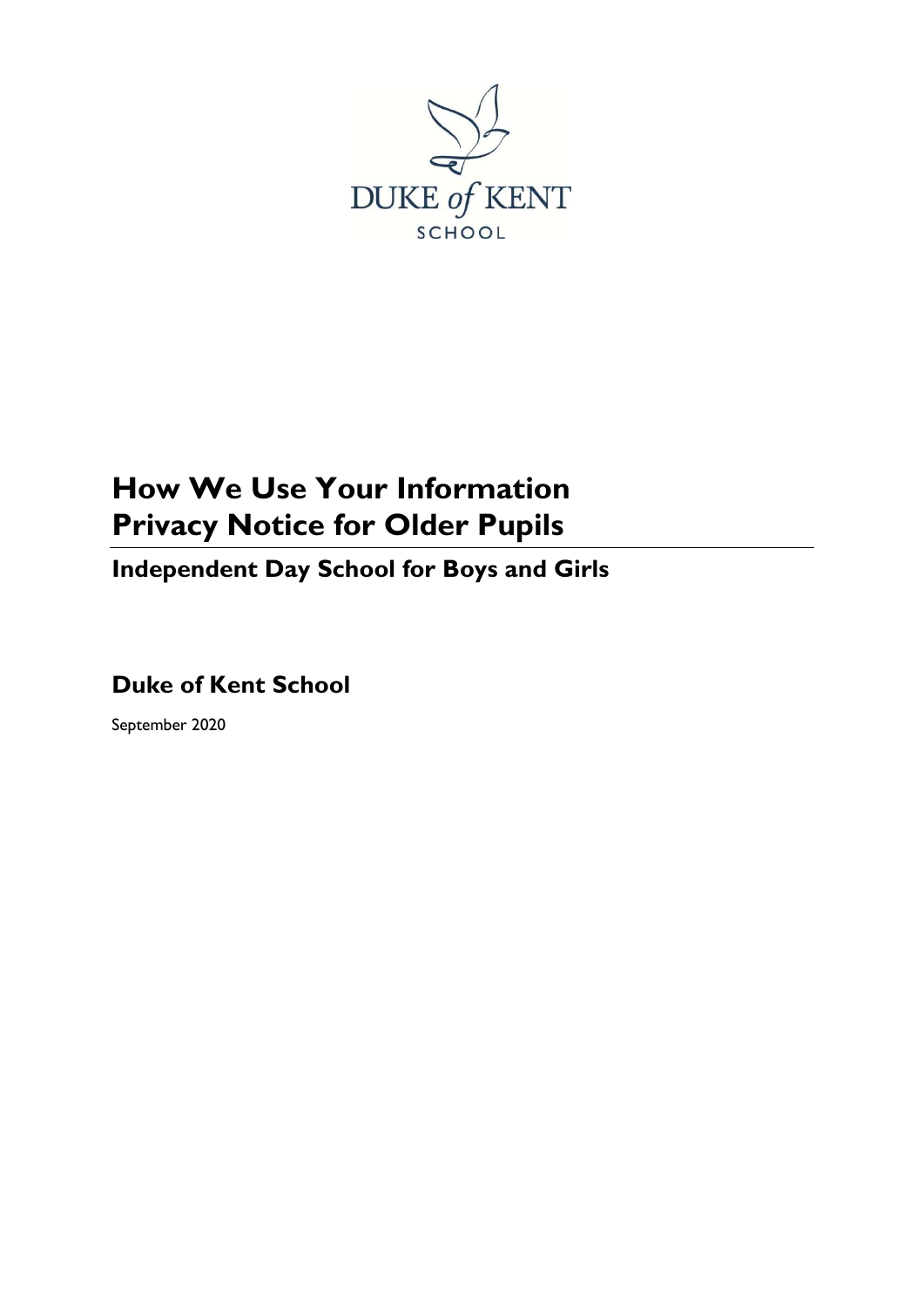DUKE *of* KENT

SCHOOL

# How We Use Your Information
# Privacy Notice for Older Pupils

## Independent Day School for Boys and Girls

## Duke of Kent School

September 2020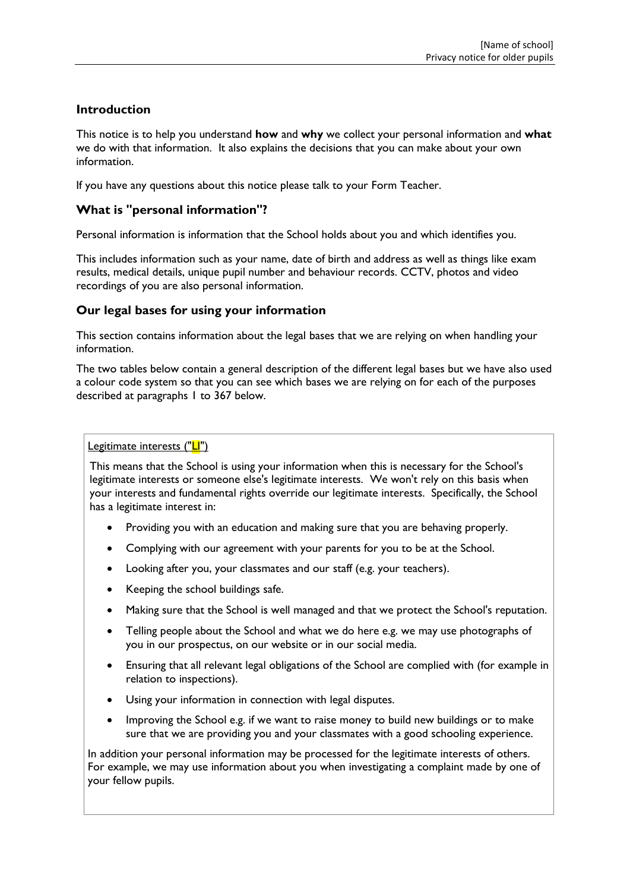## Introduction

This notice is to help you understand **how** and **why** we collect your personal information and **what** we do with that information. It also explains the decisions that you can make about your own information.

If you have any questions about this notice please talk to your Form Teacher.

## What is "personal information"?

Personal information is information that the School holds about you and which identifies you.

This includes information such as your name, date of birth and address as well as things like exam results, medical details, unique pupil number and behaviour records. CCTV, photos and video recordings of you are also personal information.

## Our legal bases for using your information

This section contains information about the legal bases that we are relying on when handling your information.

The two tables below contain a general description of the different legal bases but we have also used a colour code system so that you can see which bases we are relying on for each of the purposes described at paragraphs 1 to 367 below.

Legitimate interests ("LI")

This means that the School is using your information when this is necessary for the School's legitimate interests or someone else's legitimate interests. We won't rely on this basis when your interests and fundamental rights override our legitimate interests. Specifically, the School has a legitimate interest in:

- Providing you with an education and making sure that you are behaving properly.
- Complying with our agreement with your parents for you to be at the School.
- Looking after you, your classmates and our staff (e.g. your teachers).
- Keeping the school buildings safe.
- Making sure that the School is well managed and that we protect the School's reputation.
- Telling people about the School and what we do here e.g. we may use photographs of you in our prospectus, on our website or in our social media.
- Ensuring that all relevant legal obligations of the School are complied with (for example in relation to inspections).
- Using your information in connection with legal disputes.
- Improving the School e.g. if we want to raise money to build new buildings or to make sure that we are providing you and your classmates with a good schooling experience.

In addition your personal information may be processed for the legitimate interests of others. For example, we may use information about you when investigating a complaint made by one of your fellow pupils.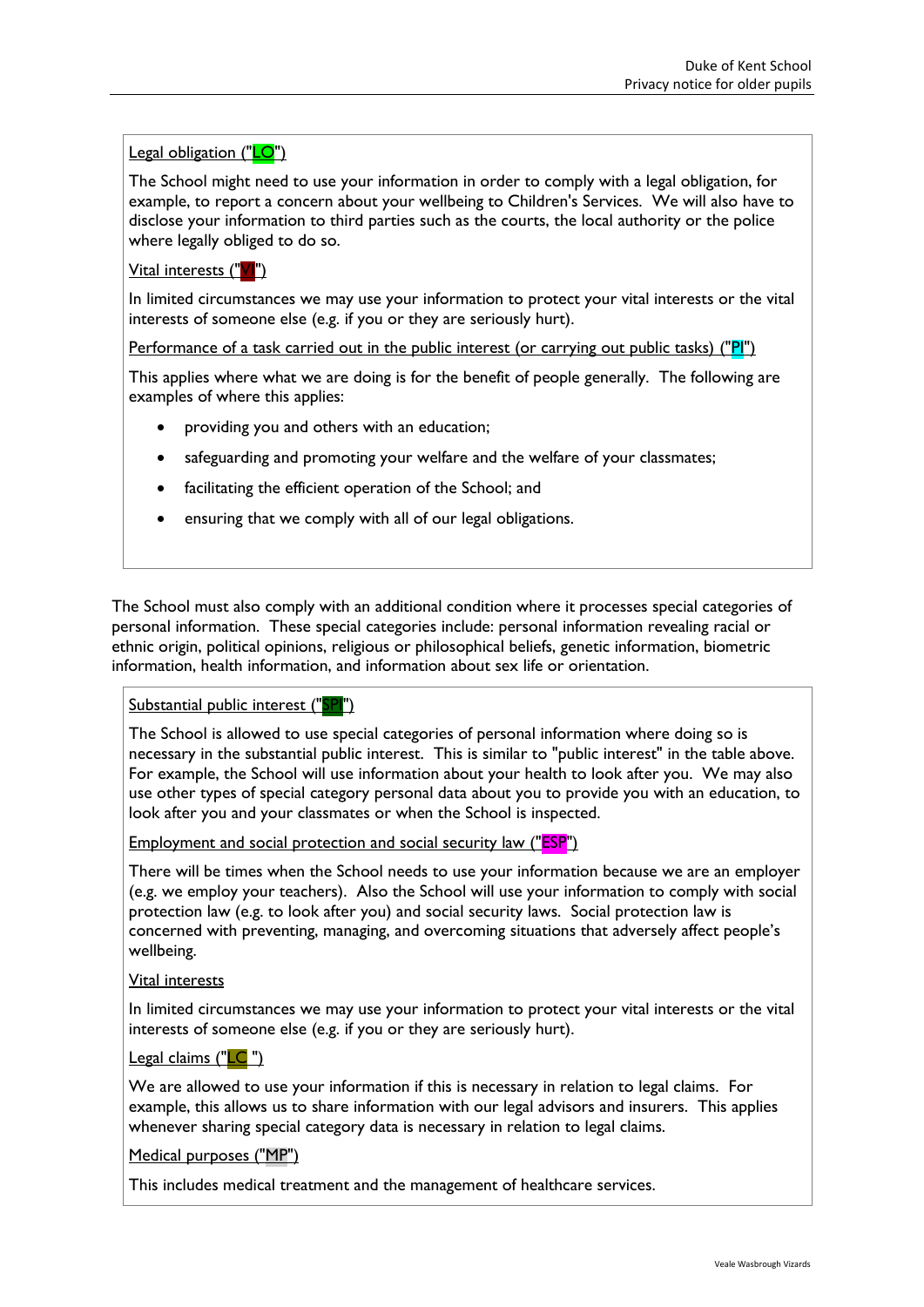Legal obligation ("LO")

The School might need to use your information in order to comply with a legal obligation, for example, to report a concern about your wellbeing to Children's Services. We will also have to disclose your information to third parties such as the courts, the local authority or the police where legally obliged to do so.

Vital interests ("VI")

In limited circumstances we may use your information to protect your vital interests or the vital interests of someone else (e.g. if you or they are seriously hurt).

Performance of a task carried out in the public interest (or carrying out public tasks) ("PI")

This applies where what we are doing is for the benefit of people generally. The following are examples of where this applies:

- providing you and others with an education;
- safeguarding and promoting your welfare and the welfare of your classmates;
- facilitating the efficient operation of the School; and
- ensuring that we comply with all of our legal obligations.

The School must also comply with an additional condition where it processes special categories of personal information. These special categories include: personal information revealing racial or ethnic origin, political opinions, religious or philosophical beliefs, genetic information, biometric information, health information, and information about sex life or orientation.

Substantial public interest ("SPI")

The School is allowed to use special categories of personal information where doing so is necessary in the substantial public interest. This is similar to "public interest" in the table above. For example, the School will use information about your health to look after you. We may also use other types of special category personal data about you to provide you with an education, to look after you and your classmates or when the School is inspected.

Employment and social protection and social security law ("ESP")

There will be times when the School needs to use your information because we are an employer (e.g. we employ your teachers). Also the School will use your information to comply with social protection law (e.g. to look after you) and social security laws. Social protection law is concerned with preventing, managing, and overcoming situations that adversely affect people's wellbeing.

Vital interests

In limited circumstances we may use your information to protect your vital interests or the vital interests of someone else (e.g. if you or they are seriously hurt).

Legal claims ("LC ")

We are allowed to use your information if this is necessary in relation to legal claims. For example, this allows us to share information with our legal advisors and insurers. This applies whenever sharing special category data is necessary in relation to legal claims.

Medical purposes ("MP")

This includes medical treatment and the management of healthcare services.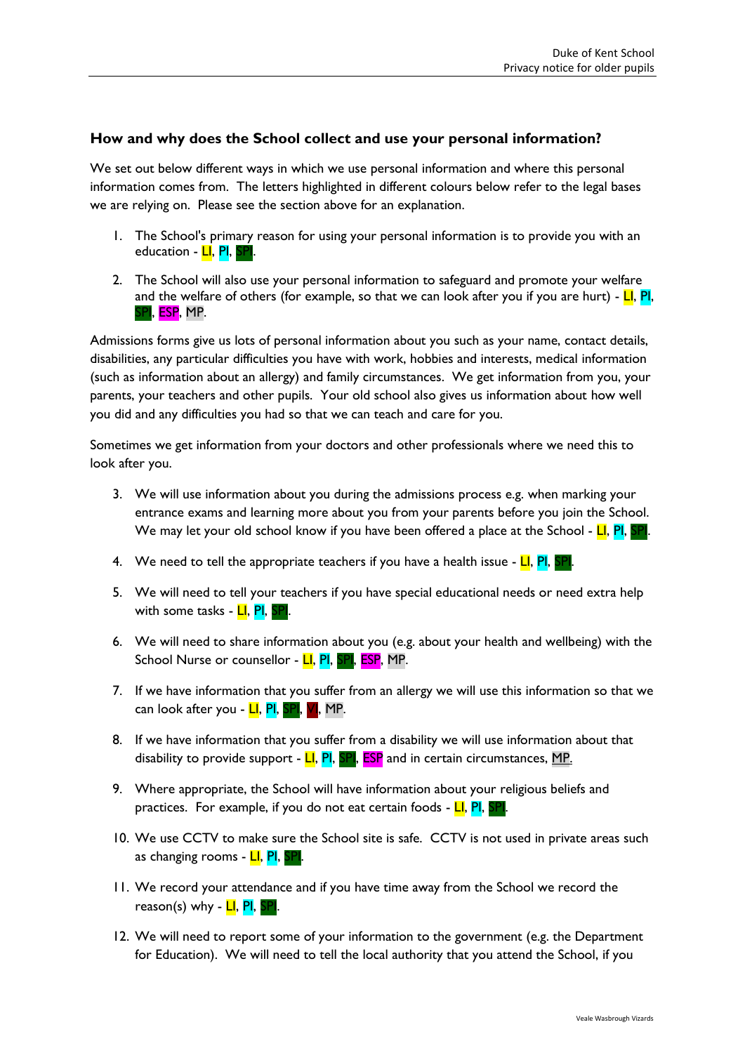### How and why does the School collect and use your personal information?

We set out below different ways in which we use personal information and where this personal information comes from. The letters highlighted in different colours below refer to the legal bases we are relying on. Please see the section above for an explanation.

1. The School's primary reason for using your personal information is to provide you with an education - LI, PI, SPI.

2. The School will also use your personal information to safeguard and promote your welfare and the welfare of others (for example, so that we can look after you if you are hurt) - LI, PI, SPI, ESP, MP.

Admissions forms give us lots of personal information about you such as your name, contact details, disabilities, any particular difficulties you have with work, hobbies and interests, medical information (such as information about an allergy) and family circumstances. We get information from you, your parents, your teachers and other pupils. Your old school also gives us information about how well you did and any difficulties you had so that we can teach and care for you.

Sometimes we get information from your doctors and other professionals where we need this to look after you.

3. We will use information about you during the admissions process e.g. when marking your entrance exams and learning more about you from your parents before you join the School. We may let your old school know if you have been offered a place at the School - LI, PI, SPI.

4. We need to tell the appropriate teachers if you have a health issue - LI, PI, SPI.

5. We will need to tell your teachers if you have special educational needs or need extra help with some tasks - LI, PI, SPI.

6. We will need to share information about you (e.g. about your health and wellbeing) with the School Nurse or counsellor - LI, PI, SPI, ESP, MP.

7. If we have information that you suffer from an allergy we will use this information so that we can look after you - LI, PI, SPI, VI, MP.

8. If we have information that you suffer from a disability we will use information about that disability to provide support - LI, PI, SPI, ESP and in certain circumstances, MP.

9. Where appropriate, the School will have information about your religious beliefs and practices. For example, if you do not eat certain foods - LI, PI, SPI.

10. We use CCTV to make sure the School site is safe. CCTV is not used in private areas such as changing rooms - LI, PI, SPI.

11. We record your attendance and if you have time away from the School we record the reason(s) why - LI, PI, SPI.

12. We will need to report some of your information to the government (e.g. the Department for Education). We will need to tell the local authority that you attend the School, if you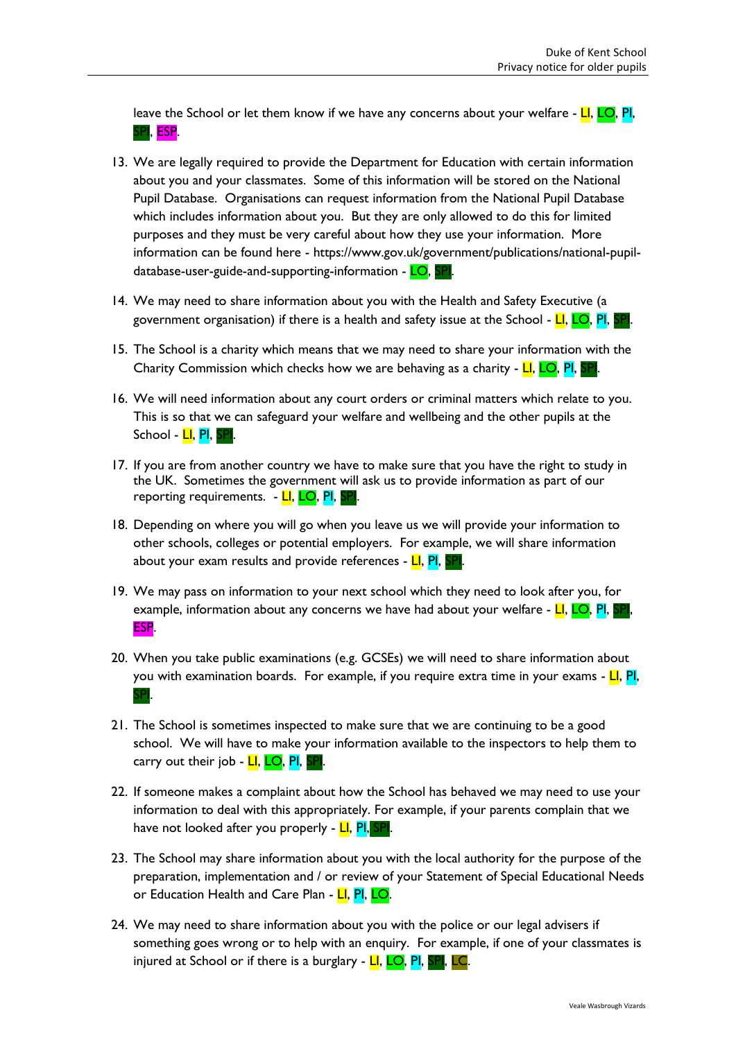leave the School or let them know if we have any concerns about your welfare - LI, LO, PI, SPI, ESP.

13. We are legally required to provide the Department for Education with certain information about you and your classmates. Some of this information will be stored on the National Pupil Database. Organisations can request information from the National Pupil Database which includes information about you. But they are only allowed to do this for limited purposes and they must be very careful about how they use your information. More information can be found here - https://www.gov.uk/government/publications/national-pupil-database-user-guide-and-supporting-information - LO, SPI.

14. We may need to share information about you with the Health and Safety Executive (a government organisation) if there is a health and safety issue at the School - LI, LO, PI, SPI.

15. The School is a charity which means that we may need to share your information with the Charity Commission which checks how we are behaving as a charity - LI, LO, PI, SPI.

16. We will need information about any court orders or criminal matters which relate to you. This is so that we can safeguard your welfare and wellbeing and the other pupils at the School - LI, PI, SPI.

17. If you are from another country we have to make sure that you have the right to study in the UK. Sometimes the government will ask us to provide information as part of our reporting requirements. - LI, LO, PI, SPI.

18. Depending on where you will go when you leave us we will provide your information to other schools, colleges or potential employers. For example, we will share information about your exam results and provide references - LI, PI, SPI.

19. We may pass on information to your next school which they need to look after you, for example, information about any concerns we have had about your welfare - LI, LO, PI, SPI, ESP.

20. When you take public examinations (e.g. GCSEs) we will need to share information about you with examination boards. For example, if you require extra time in your exams - LI, PI, SPI.

21. The School is sometimes inspected to make sure that we are continuing to be a good school. We will have to make your information available to the inspectors to help them to carry out their job - LI, LO, PI, SPI.

22. If someone makes a complaint about how the School has behaved we may need to use your information to deal with this appropriately. For example, if your parents complain that we have not looked after you properly - LI, PI, SPI.

23. The School may share information about you with the local authority for the purpose of the preparation, implementation and / or review of your Statement of Special Educational Needs or Education Health and Care Plan - LI, PI, LO.

24. We may need to share information about you with the police or our legal advisers if something goes wrong or to help with an enquiry. For example, if one of your classmates is injured at School or if there is a burglary - LI, LO, PI, SPI, LC.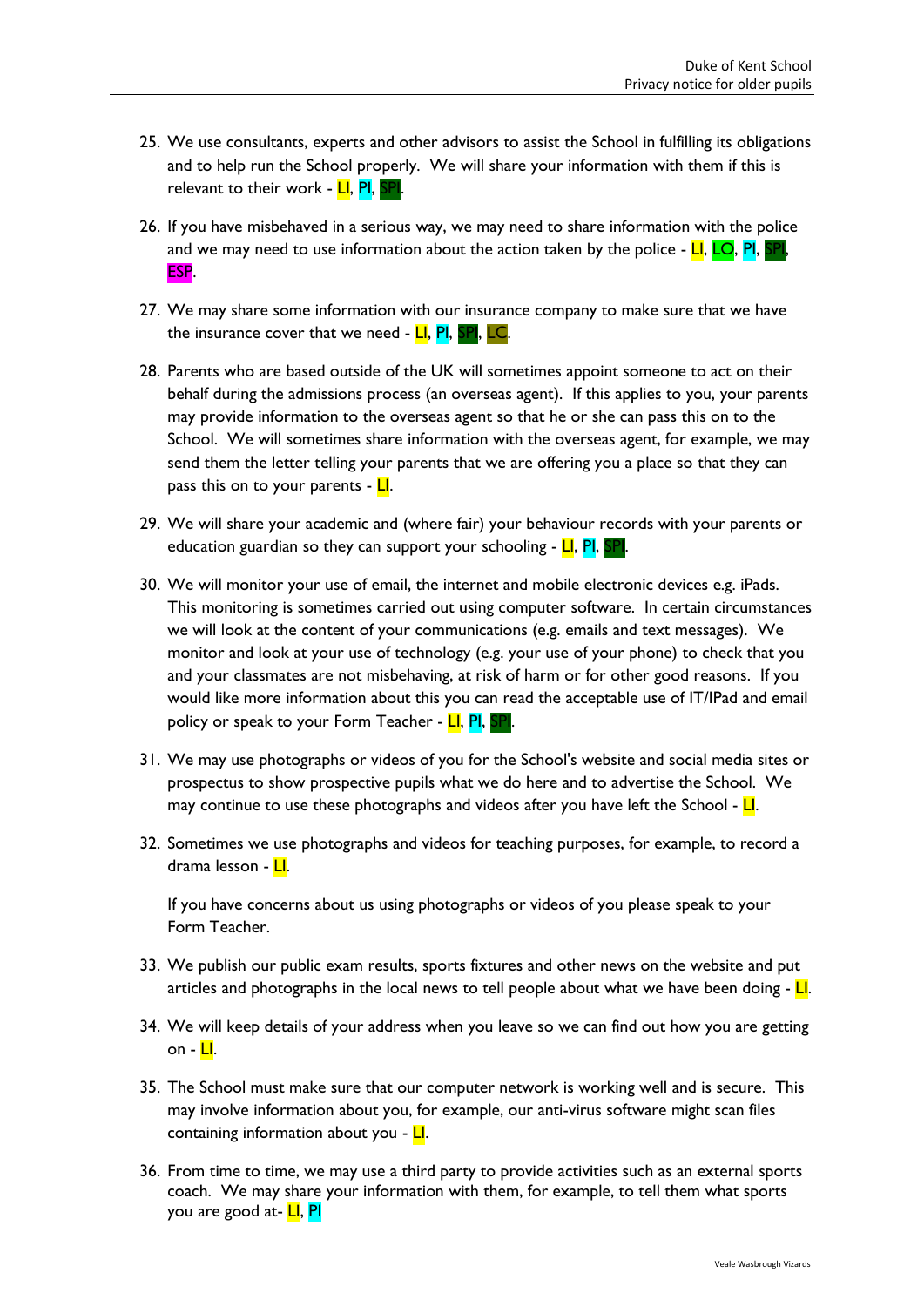25. We use consultants, experts and other advisors to assist the School in fulfilling its obligations and to help run the School properly. We will share your information with them if this is relevant to their work - LI, PI, SPI.

26. If you have misbehaved in a serious way, we may need to share information with the police and we may need to use information about the action taken by the police - LI, LO, PI, SPI, ESP.

27. We may share some information with our insurance company to make sure that we have the insurance cover that we need - LI, PI, SPI, LC.

28. Parents who are based outside of the UK will sometimes appoint someone to act on their behalf during the admissions process (an overseas agent). If this applies to you, your parents may provide information to the overseas agent so that he or she can pass this on to the School. We will sometimes share information with the overseas agent, for example, we may send them the letter telling your parents that we are offering you a place so that they can pass this on to your parents - LI.

29. We will share your academic and (where fair) your behaviour records with your parents or education guardian so they can support your schooling - LI, PI, SPI.

30. We will monitor your use of email, the internet and mobile electronic devices e.g. iPads. This monitoring is sometimes carried out using computer software. In certain circumstances we will look at the content of your communications (e.g. emails and text messages). We monitor and look at your use of technology (e.g. your use of your phone) to check that you and your classmates are not misbehaving, at risk of harm or for other good reasons. If you would like more information about this you can read the acceptable use of IT/IPad and email policy or speak to your Form Teacher - LI, PI, SPI.

31. We may use photographs or videos of you for the School's website and social media sites or prospectus to show prospective pupils what we do here and to advertise the School. We may continue to use these photographs and videos after you have left the School - LI.

32. Sometimes we use photographs and videos for teaching purposes, for example, to record a drama lesson - LI.

    If you have concerns about us using photographs or videos of you please speak to your Form Teacher.

33. We publish our public exam results, sports fixtures and other news on the website and put articles and photographs in the local news to tell people about what we have been doing - LI.

34. We will keep details of your address when you leave so we can find out how you are getting on - LI.

35. The School must make sure that our computer network is working well and is secure. This may involve information about you, for example, our anti-virus software might scan files containing information about you - LI.

36. From time to time, we may use a third party to provide activities such as an external sports coach. We may share your information with them, for example, to tell them what sports you are good at- LI, PI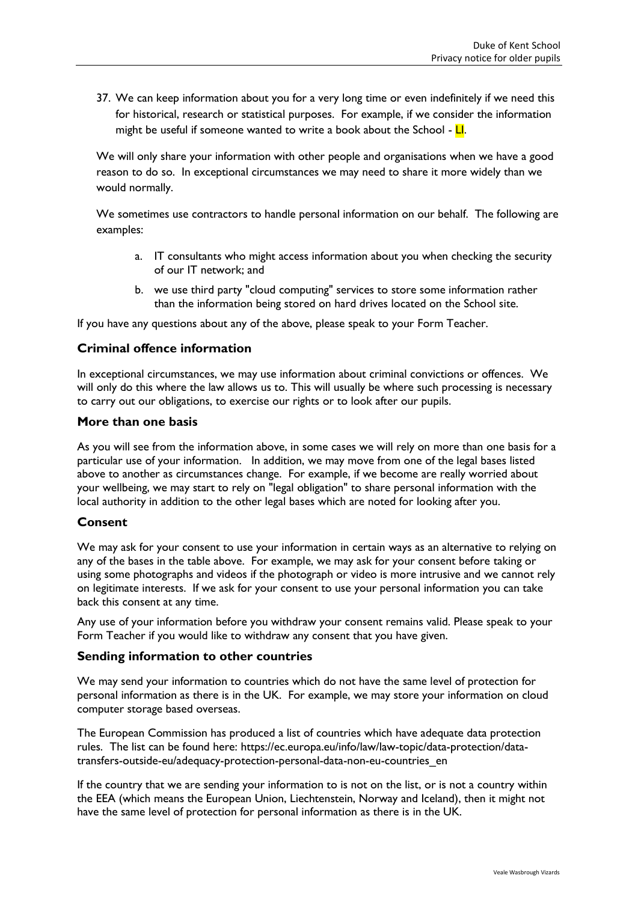37. We can keep information about you for a very long time or even indefinitely if we need this for historical, research or statistical purposes. For example, if we consider the information might be useful if someone wanted to write a book about the School - LI.

We will only share your information with other people and organisations when we have a good reason to do so. In exceptional circumstances we may need to share it more widely than we would normally.

We sometimes use contractors to handle personal information on our behalf. The following are examples:

a. IT consultants who might access information about you when checking the security of our IT network; and

b. we use third party "cloud computing" services to store some information rather than the information being stored on hard drives located on the School site.

If you have any questions about any of the above, please speak to your Form Teacher.

## Criminal offence information

In exceptional circumstances, we may use information about criminal convictions or offences. We will only do this where the law allows us to. This will usually be where such processing is necessary to carry out our obligations, to exercise our rights or to look after our pupils.

## More than one basis

As you will see from the information above, in some cases we will rely on more than one basis for a particular use of your information. In addition, we may move from one of the legal bases listed above to another as circumstances change. For example, if we become are really worried about your wellbeing, we may start to rely on "legal obligation" to share personal information with the local authority in addition to the other legal bases which are noted for looking after you.

## Consent

We may ask for your consent to use your information in certain ways as an alternative to relying on any of the bases in the table above. For example, we may ask for your consent before taking or using some photographs and videos if the photograph or video is more intrusive and we cannot rely on legitimate interests. If we ask for your consent to use your personal information you can take back this consent at any time.

Any use of your information before you withdraw your consent remains valid. Please speak to your Form Teacher if you would like to withdraw any consent that you have given.

## Sending information to other countries

We may send your information to countries which do not have the same level of protection for personal information as there is in the UK. For example, we may store your information on cloud computer storage based overseas.

The European Commission has produced a list of countries which have adequate data protection rules. The list can be found here: https://ec.europa.eu/info/law/law-topic/data-protection/data-transfers-outside-eu/adequacy-protection-personal-data-non-eu-countries_en

If the country that we are sending your information to is not on the list, or is not a country within the EEA (which means the European Union, Liechtenstein, Norway and Iceland), then it might not have the same level of protection for personal information as there is in the UK.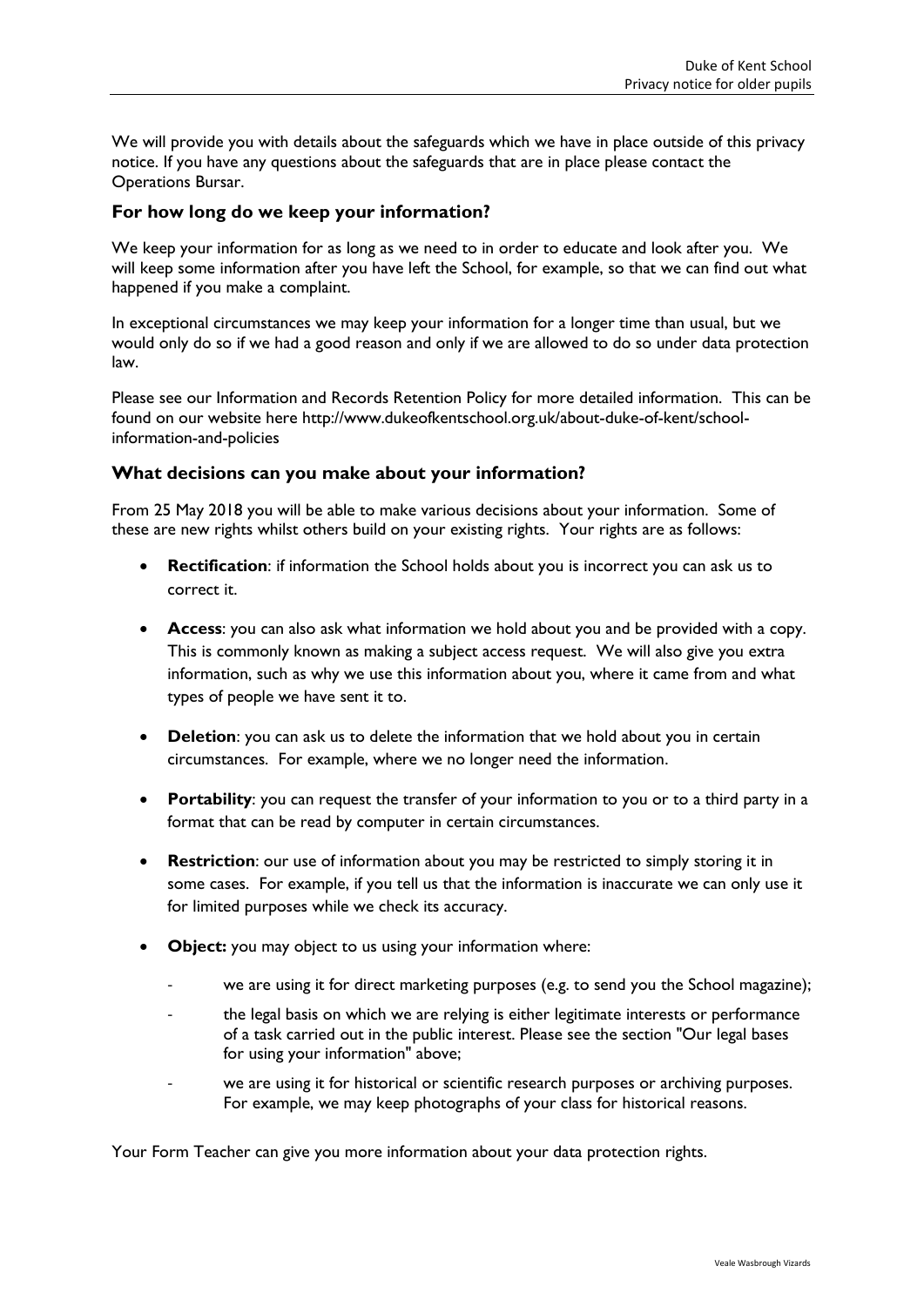We will provide you with details about the safeguards which we have in place outside of this privacy notice. If you have any questions about the safeguards that are in place please contact the Operations Bursar.

## For how long do we keep your information?

We keep your information for as long as we need to in order to educate and look after you. We will keep some information after you have left the School, for example, so that we can find out what happened if you make a complaint.

In exceptional circumstances we may keep your information for a longer time than usual, but we would only do so if we had a good reason and only if we are allowed to do so under data protection law.

Please see our Information and Records Retention Policy for more detailed information. This can be found on our website here http://www.dukeofkentschool.org.uk/about-duke-of-kent/school-information-and-policies

## What decisions can you make about your information?

From 25 May 2018 you will be able to make various decisions about your information. Some of these are new rights whilst others build on your existing rights. Your rights are as follows:

- **Rectification**: if information the School holds about you is incorrect you can ask us to correct it.
- **Access**: you can also ask what information we hold about you and be provided with a copy. This is commonly known as making a subject access request. We will also give you extra information, such as why we use this information about you, where it came from and what types of people we have sent it to.
- **Deletion**: you can ask us to delete the information that we hold about you in certain circumstances. For example, where we no longer need the information.
- **Portability**: you can request the transfer of your information to you or to a third party in a format that can be read by computer in certain circumstances.
- **Restriction**: our use of information about you may be restricted to simply storing it in some cases. For example, if you tell us that the information is inaccurate we can only use it for limited purposes while we check its accuracy.
- **Object:** you may object to us using your information where:
  - we are using it for direct marketing purposes (e.g. to send you the School magazine);
  - the legal basis on which we are relying is either legitimate interests or performance of a task carried out in the public interest. Please see the section "Our legal bases for using your information" above;
  - we are using it for historical or scientific research purposes or archiving purposes. For example, we may keep photographs of your class for historical reasons.

Your Form Teacher can give you more information about your data protection rights.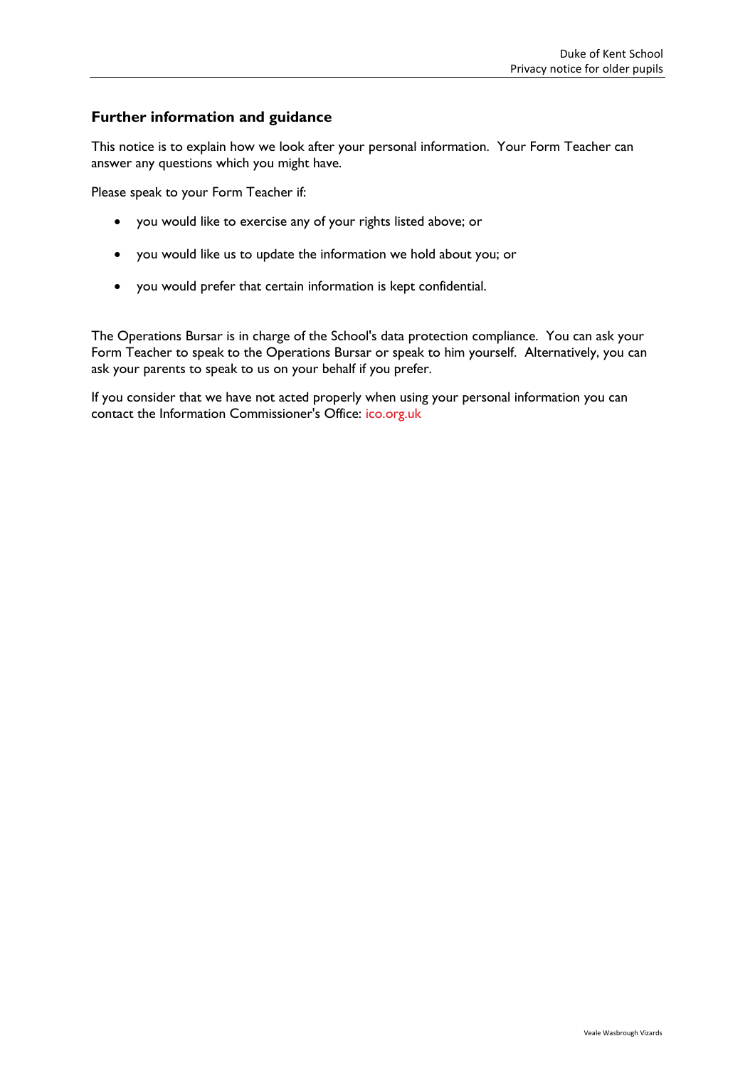## Further information and guidance

This notice is to explain how we look after your personal information. Your Form Teacher can answer any questions which you might have.

Please speak to your Form Teacher if:

- you would like to exercise any of your rights listed above; or
- you would like us to update the information we hold about you; or
- you would prefer that certain information is kept confidential.

The Operations Bursar is in charge of the School's data protection compliance. You can ask your Form Teacher to speak to the Operations Bursar or speak to him yourself. Alternatively, you can ask your parents to speak to us on your behalf if you prefer.

If you consider that we have not acted properly when using your personal information you can contact the Information Commissioner's Office: ico.org.uk